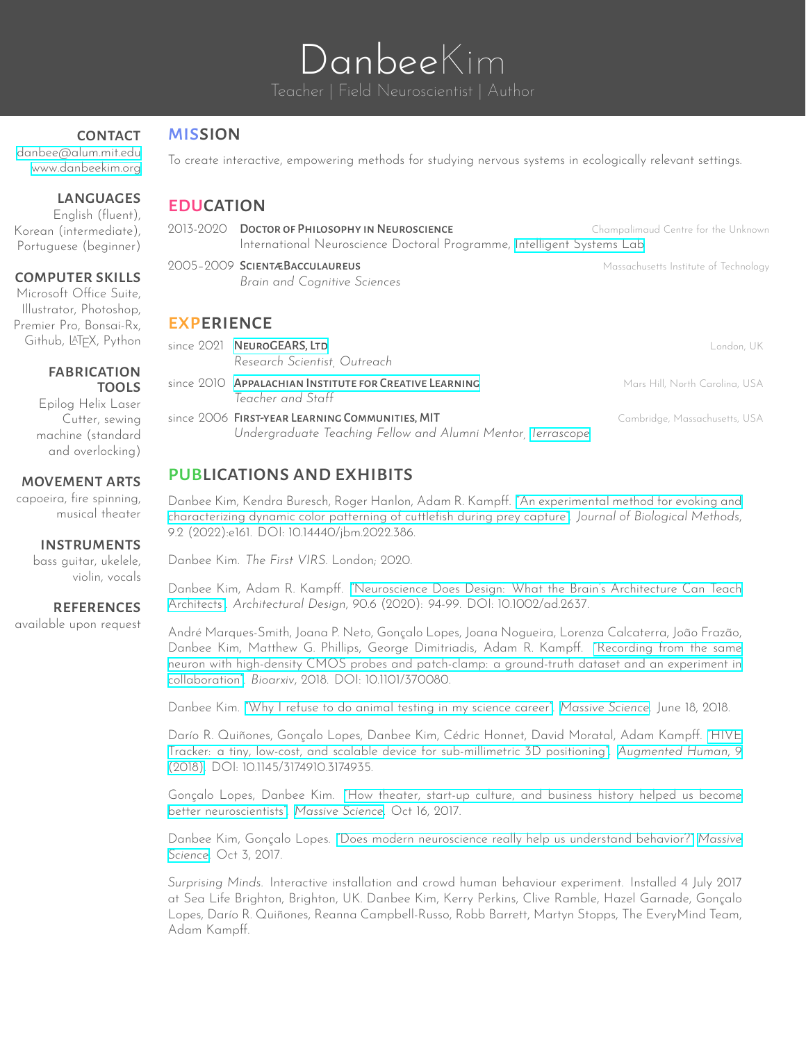# Danbee Kim

Teacher | Field Neuroscientist | Author

### CONTACT

danbee@alum.mit.edu
www.danbeekim.org

### LANGUAGES

English (fluent), Korean (intermediate), Portuguese (beginner)

### COMPUTER SKILLS

Microsoft Office Suite, Illustrator, Photoshop, Premier Pro, Bonsai-Rx, Github, LaTeX, Python

### FABRICATION TOOLS

Epilog Helix Laser Cutter, sewing machine (standard and overlocking)

### MOVEMENT ARTS

capoeira, fire spinning, musical theater

### INSTRUMENTS

bass guitar, ukelele, violin, vocals

### REFERENCES

available upon request

## MISSION

To create interactive, empowering methods for studying nervous systems in ecologically relevant settings.

## EDUCATION

2013-2020 **Doctor of Philosophy in Neuroscience** — Champalimaud Centre for the Unknown
International Neuroscience Doctoral Programme, Intelligent Systems Lab

2005–2009 **ScientæBacculaureus** — Massachusetts Institute of Technology
*Brain and Cognitive Sciences*

## EXPERIENCE

since 2021 **NeuroGEARS, Ltd** — London, UK
*Research Scientist, Outreach*

since 2010 **Appalachian Institute for Creative Learning** — Mars Hill, North Carolina, USA
*Teacher and Staff*

since 2006 **First-year Learning Communities, MIT** — Cambridge, Massachusetts, USA
*Undergraduate Teaching Fellow and Alumni Mentor, Terrascope*

## PUBLICATIONS AND EXHIBITS

Danbee Kim, Kendra Buresch, Roger Hanlon, Adam R. Kampff. "An experimental method for evoking and characterizing dynamic color patterning of cuttlefish during prey capture". *Journal of Biological Methods*, 9.2 (2022):e161. DOI: 10.14440/jbm.2022.386.

Danbee Kim. *The First VIRS.* London; 2020.

Danbee Kim, Adam R. Kampff. "Neuroscience Does Design: What the Brain's Architecture Can Teach Architects". *Architectural Design*, 90.6 (2020): 94-99. DOI: 10.1002/ad.2637.

André Marques-Smith, Joana P. Neto, Gonçalo Lopes, Joana Nogueira, Lorenza Calcaterra, João Frazão, Danbee Kim, Matthew G. Phillips, George Dimitriadis, Adam R. Kampff. "Recording from the same neuron with high-density CMOS probes and patch-clamp: a ground-truth dataset and an experiment in collaboration". *Bioarxiv*, 2018. DOI: 10.1101/370080.

Danbee Kim. "Why I refuse to do animal testing in my science career". *Massive Science*. June 18, 2018.

Darío R. Quiñones, Gonçalo Lopes, Danbee Kim, Cédric Honnet, David Moratal, Adam Kampff. "HIVE Tracker: a tiny, low-cost, and scalable device for sub-millimetric 3D positioning". *Augmented Human*, 9 (2018). DOI: 10.1145/3174910.3174935.

Gonçalo Lopes, Danbee Kim. "How theater, start-up culture, and business history helped us become better neuroscientists". *Massive Science*. Oct 16, 2017.

Danbee Kim, Gonçalo Lopes. "Does modern neuroscience really help us understand behavior?" *Massive Science*. Oct 3, 2017.

*Surprising Minds.* Interactive installation and crowd human behaviour experiment. Installed 4 July 2017 at Sea Life Brighton, Brighton, UK. Danbee Kim, Kerry Perkins, Clive Ramble, Hazel Garnade, Gonçalo Lopes, Darío R. Quiñones, Reanna Campbell-Russo, Robb Barrett, Martyn Stopps, The EveryMind Team, Adam Kampff.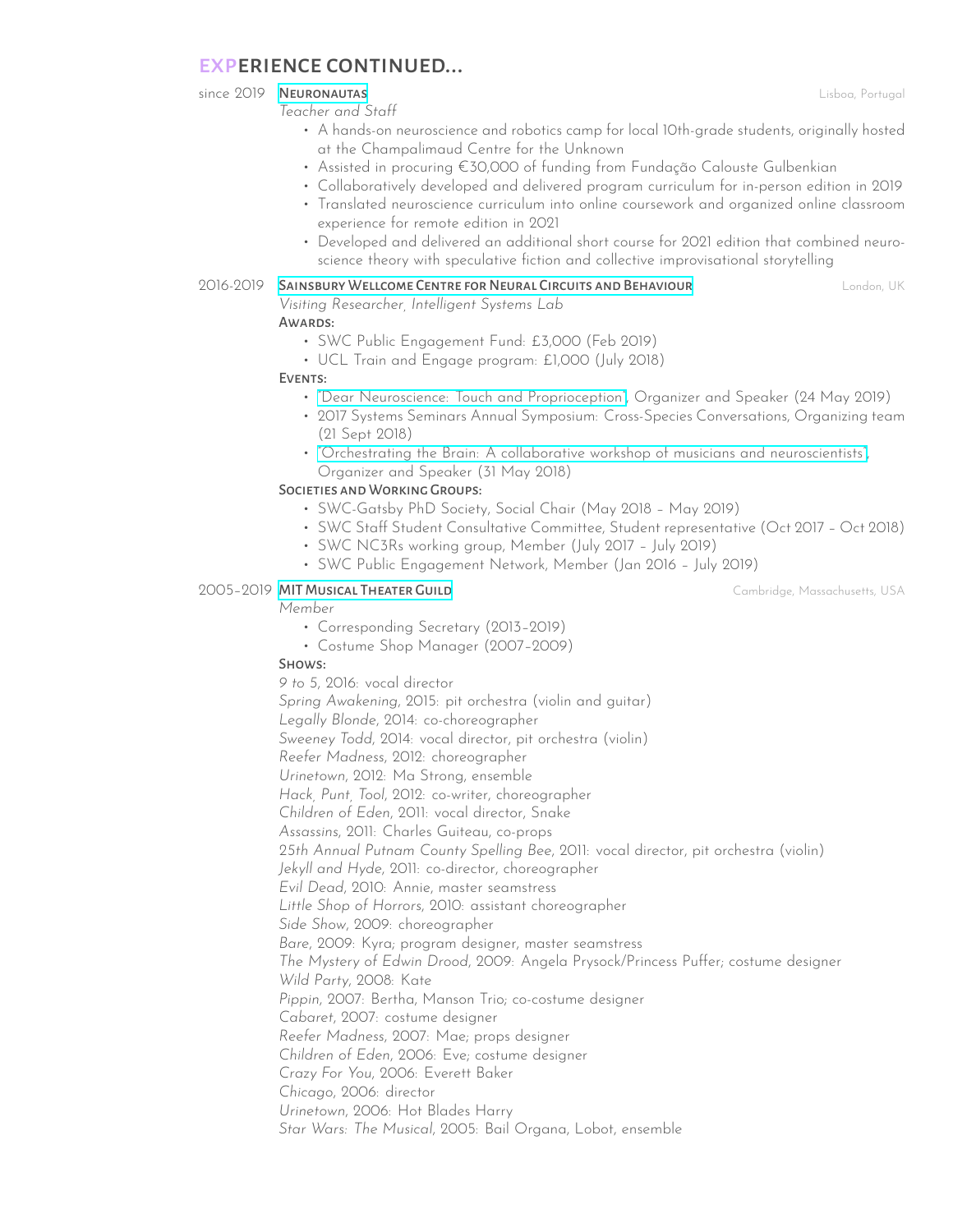## EXPERIENCE CONTINUED...

since 2019 **NEURONAUTAS** — Lisboa, Portugal

*Teacher and Staff*

- A hands-on neuroscience and robotics camp for local 10th-grade students, originally hosted at the Champalimaud Centre for the Unknown
- Assisted in procuring €30,000 of funding from Fundação Calouste Gulbenkian
- Collaboratively developed and delivered program curriculum for in-person edition in 2019
- Translated neuroscience curriculum into online coursework and organized online classroom experience for remote edition in 2021
- Developed and delivered an additional short course for 2021 edition that combined neuroscience theory with speculative fiction and collective improvisational storytelling

2016-2019 **SAINSBURY WELLCOME CENTRE FOR NEURAL CIRCUITS AND BEHAVIOUR** — London, UK

*Visiting Researcher, Intelligent Systems Lab*

**AWARDS:**

- SWC Public Engagement Fund: £3,000 (Feb 2019)
- UCL Train and Engage program: £1,000 (July 2018)

**EVENTS:**

- "Dear Neuroscience: Touch and Proprioception", Organizer and Speaker (24 May 2019)
- 2017 Systems Seminars Annual Symposium: Cross-Species Conversations, Organizing team (21 Sept 2018)
- "Orchestrating the Brain: A collaborative workshop of musicians and neuroscientists", Organizer and Speaker (31 May 2018)

**SOCIETIES AND WORKING GROUPS:**

- SWC-Gatsby PhD Society, Social Chair (May 2018 – May 2019)
- SWC Staff Student Consultative Committee, Student representative (Oct 2017 – Oct 2018)
- SWC NC3Rs working group, Member (July 2017 – July 2019)
- SWC Public Engagement Network, Member (Jan 2016 – July 2019)

2005–2019 **MIT MUSICAL THEATER GUILD** — Cambridge, Massachusetts, USA

*Member*

- Corresponding Secretary (2013–2019)
- Costume Shop Manager (2007–2009)

**SHOWS:**

*9 to 5*, 2016: vocal director
*Spring Awakening*, 2015: pit orchestra (violin and guitar)
*Legally Blonde*, 2014: co-choreographer
*Sweeney Todd*, 2014: vocal director, pit orchestra (violin)
*Reefer Madness*, 2012: choreographer
*Urinetown*, 2012: Ma Strong, ensemble
*Hack, Punt, Tool*, 2012: co-writer, choreographer
*Children of Eden*, 2011: vocal director, Snake
*Assassins*, 2011: Charles Guiteau, co-props
*25th Annual Putnam County Spelling Bee*, 2011: vocal director, pit orchestra (violin)
*Jekyll and Hyde*, 2011: co-director, choreographer
*Evil Dead*, 2010: Annie, master seamstress
*Little Shop of Horrors*, 2010: assistant choreographer
*Side Show*, 2009: choreographer
*Bare*, 2009: Kyra; program designer, master seamstress
*The Mystery of Edwin Drood*, 2009: Angela Prysock/Princess Puffer; costume designer
*Wild Party*, 2008: Kate
*Pippin*, 2007: Bertha, Manson Trio; co-costume designer
*Cabaret*, 2007: costume designer
*Reefer Madness*, 2007: Mae; props designer
*Children of Eden*, 2006: Eve; costume designer
*Crazy For You*, 2006: Everett Baker
*Chicago*, 2006: director
*Urinetown*, 2006: Hot Blades Harry
*Star Wars: The Musical*, 2005: Bail Organa, Lobot, ensemble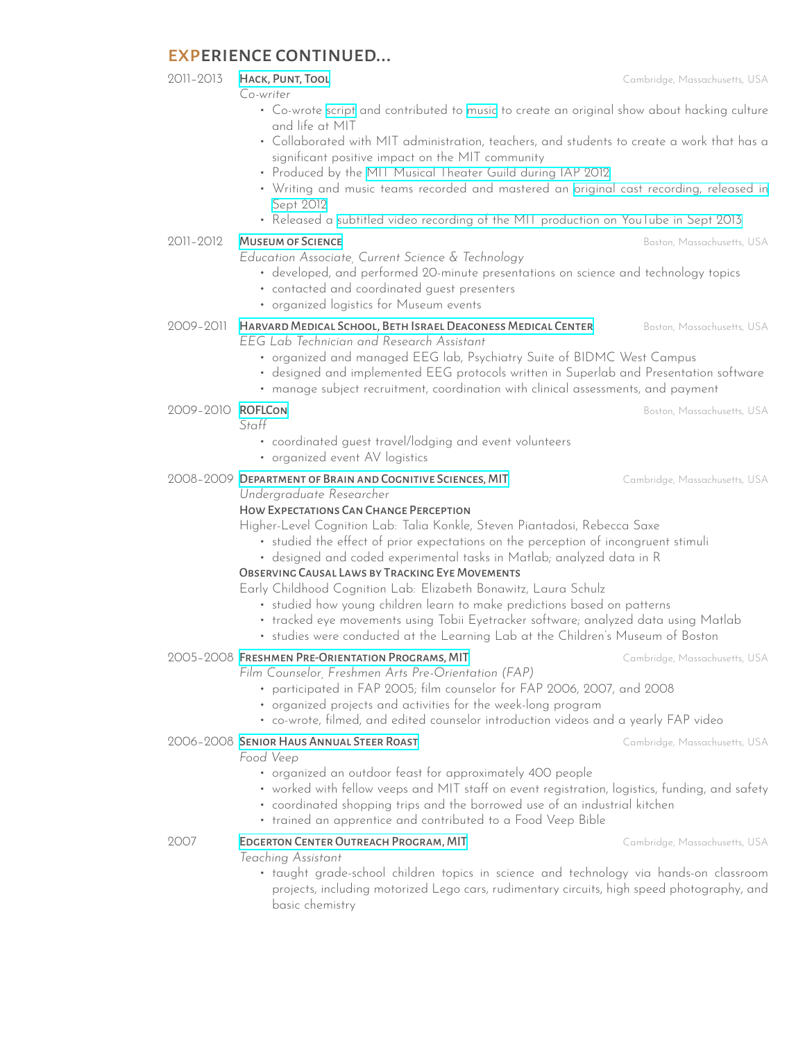## EXPERIENCE CONTINUED...

2011–2013 **Hack, Punt, Tool** — Cambridge, Massachusetts, USA

*Co-writer*

- Co-wrote script and contributed to music to create an original show about hacking culture and life at MIT
- Collaborated with MIT administration, teachers, and students to create a work that has a significant positive impact on the MIT community
- Produced by the MIT Musical Theater Guild during IAP 2012
- Writing and music teams recorded and mastered an original cast recording, released in Sept 2012
- Released a subtitled video recording of the MIT production on YouTube in Sept 2013

2011–2012 **Museum of Science** — Boston, Massachusetts, USA

*Education Associate, Current Science & Technology*

- developed, and performed 20-minute presentations on science and technology topics
- contacted and coordinated guest presenters
- organized logistics for Museum events

2009–2011 **Harvard Medical School, Beth Israel Deaconess Medical Center** — Boston, Massachusetts, USA

*EEG Lab Technician and Research Assistant*

- organized and managed EEG lab, Psychiatry Suite of BIDMC West Campus
- designed and implemented EEG protocols written in Superlab and Presentation software
- manage subject recruitment, coordination with clinical assessments, and payment

2009–2010 **ROFLCon** — Boston, Massachusetts, USA

*Staff*

- coordinated guest travel/lodging and event volunteers
- organized event AV logistics

2008–2009 **Department of Brain and Cognitive Sciences, MIT** — Cambridge, Massachusetts, USA

*Undergraduate Researcher*

**How Expectations Can Change Perception**

Higher-Level Cognition Lab: Talia Konkle, Steven Piantadosi, Rebecca Saxe

- studied the effect of prior expectations on the perception of incongruent stimuli
- designed and coded experimental tasks in Matlab; analyzed data in R

**Observing Causal Laws by Tracking Eye Movements**

Early Childhood Cognition Lab: Elizabeth Bonawitz, Laura Schulz

- studied how young children learn to make predictions based on patterns
- tracked eye movements using Tobii Eyetracker software; analyzed data using Matlab
- studies were conducted at the Learning Lab at the Children's Museum of Boston

2005–2008 **Freshmen Pre-Orientation Programs, MIT** — Cambridge, Massachusetts, USA

*Film Counselor, Freshmen Arts Pre-Orientation (FAP)*

- participated in FAP 2005; film counselor for FAP 2006, 2007, and 2008
- organized projects and activities for the week-long program
- co-wrote, filmed, and edited counselor introduction videos and a yearly FAP video

2006–2008 **Senior Haus Annual Steer Roast** — Cambridge, Massachusetts, USA

*Food Veep*

- organized an outdoor feast for approximately 400 people
- worked with fellow veeps and MIT staff on event registration, logistics, funding, and safety
- coordinated shopping trips and the borrowed use of an industrial kitchen
- trained an apprentice and contributed to a Food Veep Bible

2007 **Edgerton Center Outreach Program, MIT** — Cambridge, Massachusetts, USA

*Teaching Assistant*

- taught grade-school children topics in science and technology via hands-on classroom projects, including motorized Lego cars, rudimentary circuits, high speed photography, and basic chemistry